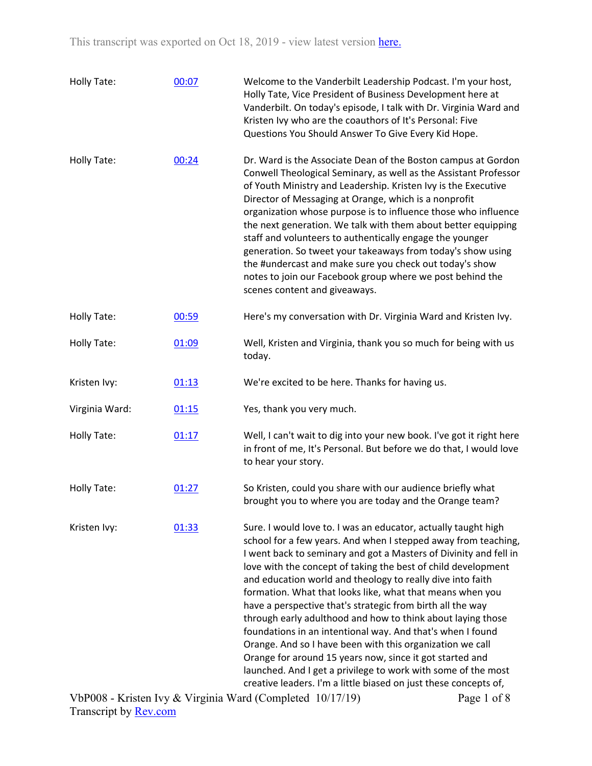This transcript was exported on Oct 18, 2019 - view latest version [here.](#)

| | | |
|---|---|---|
| Holly Tate: | [00:07](#) | Welcome to the Vanderbilt Leadership Podcast. I'm your host, Holly Tate, Vice President of Business Development here at Vanderbilt. On today's episode, I talk with Dr. Virginia Ward and Kristen Ivy who are the coauthors of It's Personal: Five Questions You Should Answer To Give Every Kid Hope. |
| Holly Tate: | [00:24](#) | Dr. Ward is the Associate Dean of the Boston campus at Gordon Conwell Theological Seminary, as well as the Assistant Professor of Youth Ministry and Leadership. Kristen Ivy is the Executive Director of Messaging at Orange, which is a nonprofit organization whose purpose is to influence those who influence the next generation. We talk with them about better equipping staff and volunteers to authentically engage the younger generation. So tweet your takeaways from today's show using the #undercast and make sure you check out today's show notes to join our Facebook group where we post behind the scenes content and giveaways. |
| Holly Tate: | [00:59](#) | Here's my conversation with Dr. Virginia Ward and Kristen Ivy. |
| Holly Tate: | [01:09](#) | Well, Kristen and Virginia, thank you so much for being with us today. |
| Kristen Ivy: | [01:13](#) | We're excited to be here. Thanks for having us. |
| Virginia Ward: | [01:15](#) | Yes, thank you very much. |
| Holly Tate: | [01:17](#) | Well, I can't wait to dig into your new book. I've got it right here in front of me, It's Personal. But before we do that, I would love to hear your story. |
| Holly Tate: | [01:27](#) | So Kristen, could you share with our audience briefly what brought you to where you are today and the Orange team? |
| Kristen Ivy: | [01:33](#) | Sure. I would love to. I was an educator, actually taught high school for a few years. And when I stepped away from teaching, I went back to seminary and got a Masters of Divinity and fell in love with the concept of taking the best of child development and education world and theology to really dive into faith formation. What that looks like, what that means when you have a perspective that's strategic from birth all the way through early adulthood and how to think about laying those foundations in an intentional way. And that's when I found Orange. And so I have been with this organization we call Orange for around 15 years now, since it got started and launched. And I get a privilege to work with some of the most creative leaders. I'm a little biased on just these concepts of, |

VbP008 - Kristen Ivy & Virginia Ward (Completed 10/17/19)
Transcript by [Rev.com](#)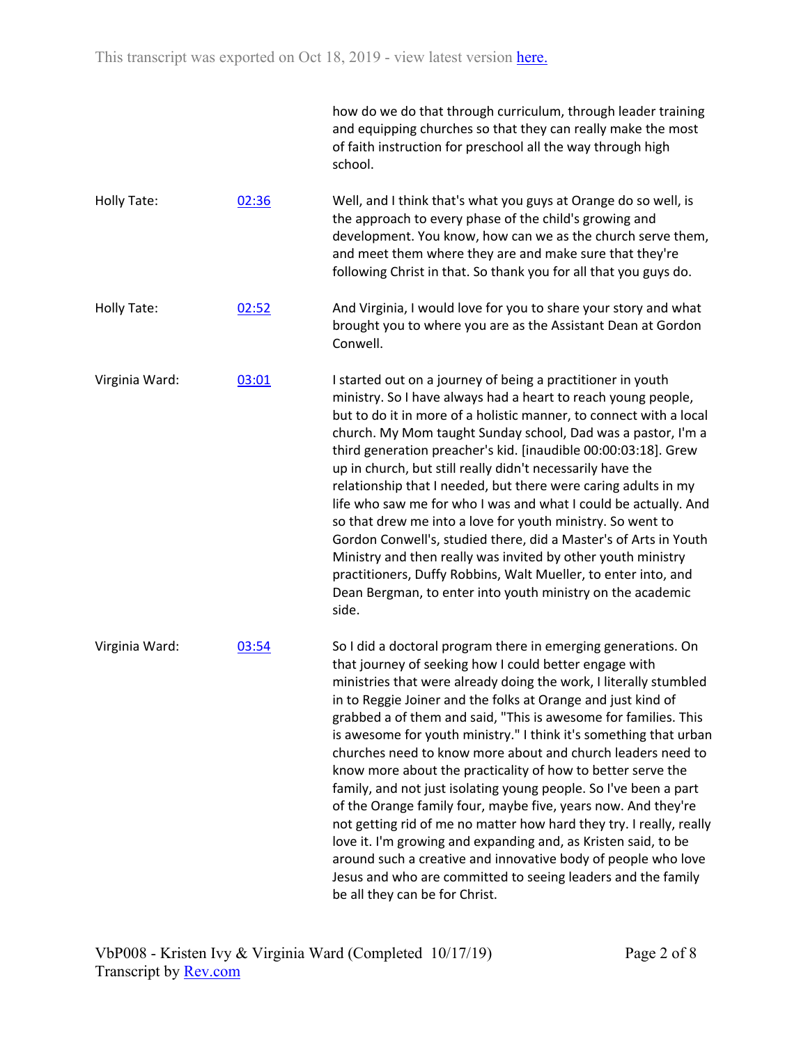how do we do that through curriculum, through leader training and equipping churches so that they can really make the most of faith instruction for preschool all the way through high school.

Holly Tate: [02:36](#) Well, and I think that's what you guys at Orange do so well, is the approach to every phase of the child's growing and development. You know, how can we as the church serve them, and meet them where they are and make sure that they're following Christ in that. So thank you for all that you guys do.

Holly Tate: [02:52](#) And Virginia, I would love for you to share your story and what brought you to where you are as the Assistant Dean at Gordon Conwell.

Virginia Ward: [03:01](#) I started out on a journey of being a practitioner in youth ministry. So I have always had a heart to reach young people, but to do it in more of a holistic manner, to connect with a local church. My Mom taught Sunday school, Dad was a pastor, I'm a third generation preacher's kid. [inaudible 00:00:03:18]. Grew up in church, but still really didn't necessarily have the relationship that I needed, but there were caring adults in my life who saw me for who I was and what I could be actually. And so that drew me into a love for youth ministry. So went to Gordon Conwell's, studied there, did a Master's of Arts in Youth Ministry and then really was invited by other youth ministry practitioners, Duffy Robbins, Walt Mueller, to enter into, and Dean Bergman, to enter into youth ministry on the academic side.

Virginia Ward: [03:54](#) So I did a doctoral program there in emerging generations. On that journey of seeking how I could better engage with ministries that were already doing the work, I literally stumbled in to Reggie Joiner and the folks at Orange and just kind of grabbed a of them and said, "This is awesome for families. This is awesome for youth ministry." I think it's something that urban churches need to know more about and church leaders need to know more about the practicality of how to better serve the family, and not just isolating young people. So I've been a part of the Orange family four, maybe five, years now. And they're not getting rid of me no matter how hard they try. I really, really love it. I'm growing and expanding and, as Kristen said, to be around such a creative and innovative body of people who love Jesus and who are committed to seeing leaders and the family be all they can be for Christ.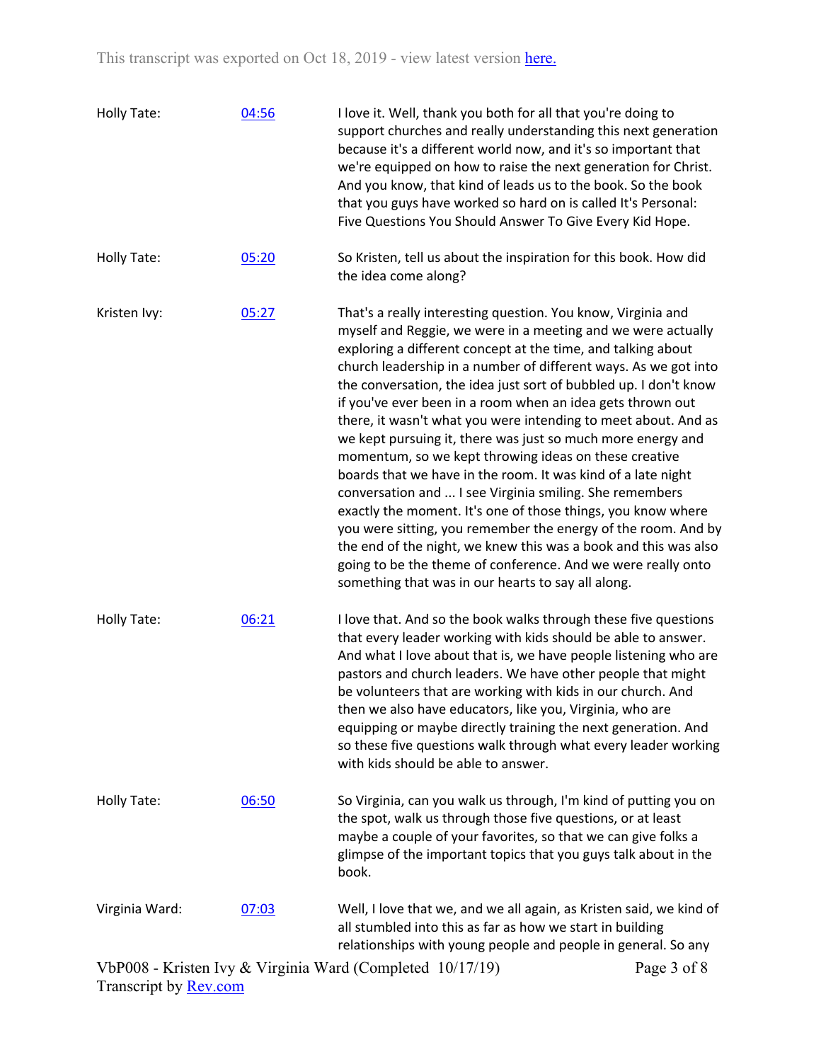| | | |
|---|---|---|
| Holly Tate: | [04:56]() | I love it. Well, thank you both for all that you're doing to support churches and really understanding this next generation because it's a different world now, and it's so important that we're equipped on how to raise the next generation for Christ. And you know, that kind of leads us to the book. So the book that you guys have worked so hard on is called It's Personal: Five Questions You Should Answer To Give Every Kid Hope. |
| Holly Tate: | [05:20]() | So Kristen, tell us about the inspiration for this book. How did the idea come along? |
| Kristen Ivy: | [05:27]() | That's a really interesting question. You know, Virginia and myself and Reggie, we were in a meeting and we were actually exploring a different concept at the time, and talking about church leadership in a number of different ways. As we got into the conversation, the idea just sort of bubbled up. I don't know if you've ever been in a room when an idea gets thrown out there, it wasn't what you were intending to meet about. And as we kept pursuing it, there was just so much more energy and momentum, so we kept throwing ideas on these creative boards that we have in the room. It was kind of a late night conversation and ... I see Virginia smiling. She remembers exactly the moment. It's one of those things, you know where you were sitting, you remember the energy of the room. And by the end of the night, we knew this was a book and this was also going to be the theme of conference. And we were really onto something that was in our hearts to say all along. |
| Holly Tate: | [06:21]() | I love that. And so the book walks through these five questions that every leader working with kids should be able to answer. And what I love about that is, we have people listening who are pastors and church leaders. We have other people that might be volunteers that are working with kids in our church. And then we also have educators, like you, Virginia, who are equipping or maybe directly training the next generation. And so these five questions walk through what every leader working with kids should be able to answer. |
| Holly Tate: | [06:50]() | So Virginia, can you walk us through, I'm kind of putting you on the spot, walk us through those five questions, or at least maybe a couple of your favorites, so that we can give folks a glimpse of the important topics that you guys talk about in the book. |
| Virginia Ward: | [07:03]() | Well, I love that we, and we all again, as Kristen said, we kind of all stumbled into this as far as how we start in building relationships with young people and people in general. So any |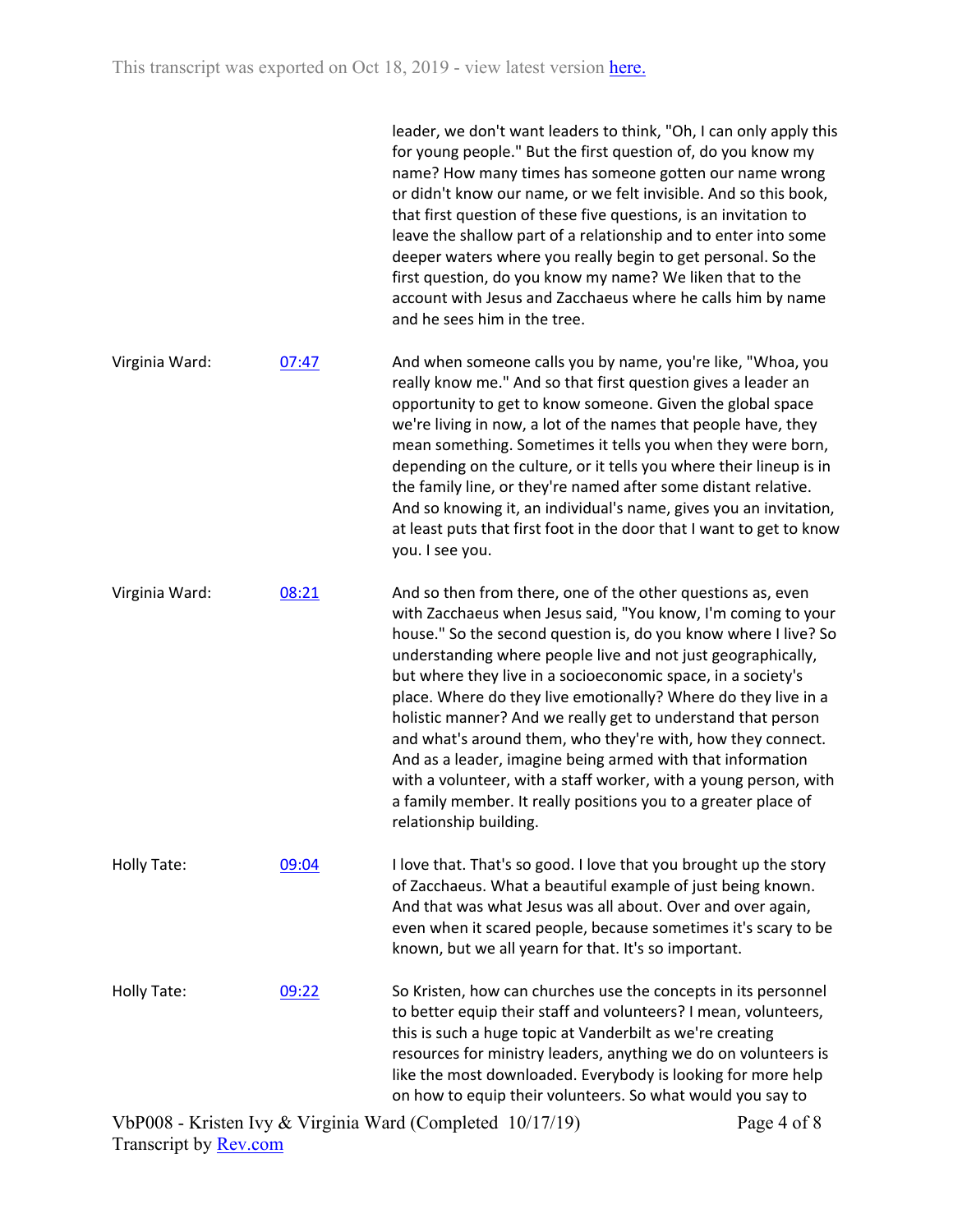leader, we don't want leaders to think, "Oh, I can only apply this for young people." But the first question of, do you know my name? How many times has someone gotten our name wrong or didn't know our name, or we felt invisible. And so this book, that first question of these five questions, is an invitation to leave the shallow part of a relationship and to enter into some deeper waters where you really begin to get personal. So the first question, do you know my name? We liken that to the account with Jesus and Zacchaeus where he calls him by name and he sees him in the tree.

**Virginia Ward:** [07:47](07:47) And when someone calls you by name, you're like, "Whoa, you really know me." And so that first question gives a leader an opportunity to get to know someone. Given the global space we're living in now, a lot of the names that people have, they mean something. Sometimes it tells you when they were born, depending on the culture, or it tells you where their lineup is in the family line, or they're named after some distant relative. And so knowing it, an individual's name, gives you an invitation, at least puts that first foot in the door that I want to get to know you. I see you.

**Virginia Ward:** [08:21](08:21) And so then from there, one of the other questions as, even with Zacchaeus when Jesus said, "You know, I'm coming to your house." So the second question is, do you know where I live? So understanding where people live and not just geographically, but where they live in a socioeconomic space, in a society's place. Where do they live emotionally? Where do they live in a holistic manner? And we really get to understand that person and what's around them, who they're with, how they connect. And as a leader, imagine being armed with that information with a volunteer, with a staff worker, with a young person, with a family member. It really positions you to a greater place of relationship building.

**Holly Tate:** [09:04](09:04) I love that. That's so good. I love that you brought up the story of Zacchaeus. What a beautiful example of just being known. And that was what Jesus was all about. Over and over again, even when it scared people, because sometimes it's scary to be known, but we all yearn for that. It's so important.

**Holly Tate:** [09:22](09:22) So Kristen, how can churches use the concepts in its personnel to better equip their staff and volunteers? I mean, volunteers, this is such a huge topic at Vanderbilt as we're creating resources for ministry leaders, anything we do on volunteers is like the most downloaded. Everybody is looking for more help on how to equip their volunteers. So what would you say to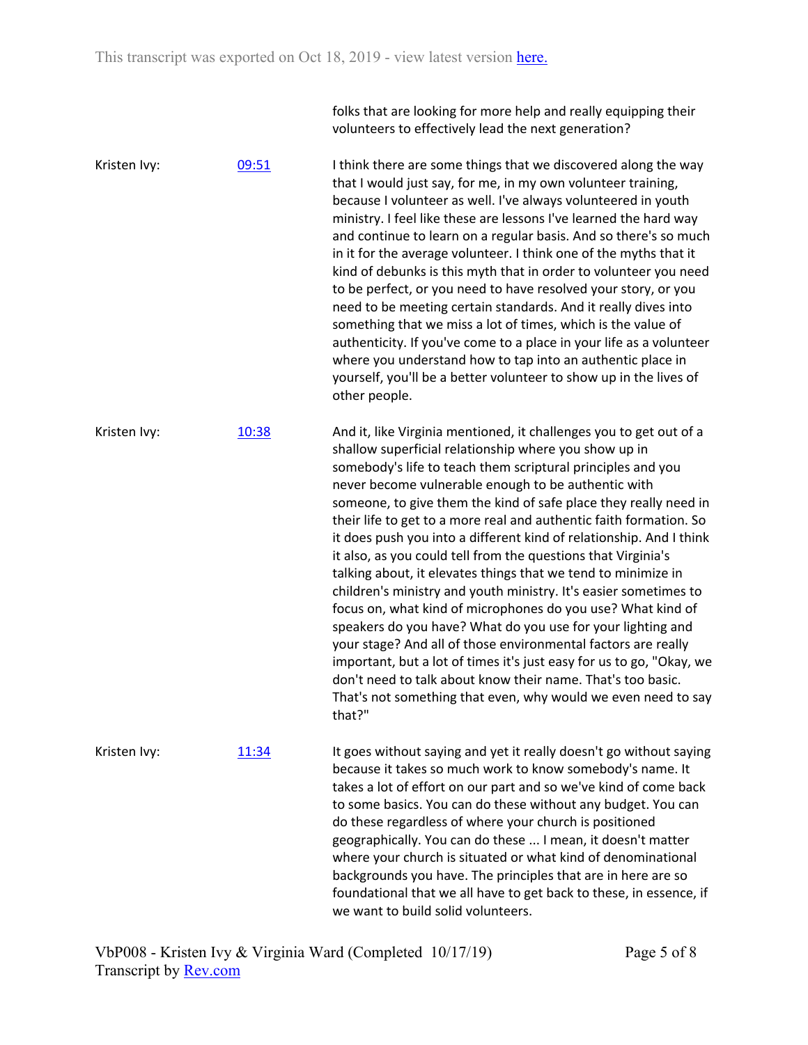folks that are looking for more help and really equipping their volunteers to effectively lead the next generation?

Kristen Ivy: [09:51]

I think there are some things that we discovered along the way that I would just say, for me, in my own volunteer training, because I volunteer as well. I've always volunteered in youth ministry. I feel like these are lessons I've learned the hard way and continue to learn on a regular basis. And so there's so much in it for the average volunteer. I think one of the myths that it kind of debunks is this myth that in order to volunteer you need to be perfect, or you need to have resolved your story, or you need to be meeting certain standards. And it really dives into something that we miss a lot of times, which is the value of authenticity. If you've come to a place in your life as a volunteer where you understand how to tap into an authentic place in yourself, you'll be a better volunteer to show up in the lives of other people.

Kristen Ivy: [10:38]

And it, like Virginia mentioned, it challenges you to get out of a shallow superficial relationship where you show up in somebody's life to teach them scriptural principles and you never become vulnerable enough to be authentic with someone, to give them the kind of safe place they really need in their life to get to a more real and authentic faith formation. So it does push you into a different kind of relationship. And I think it also, as you could tell from the questions that Virginia's talking about, it elevates things that we tend to minimize in children's ministry and youth ministry. It's easier sometimes to focus on, what kind of microphones do you use? What kind of speakers do you have? What do you use for your lighting and your stage? And all of those environmental factors are really important, but a lot of times it's just easy for us to go, "Okay, we don't need to talk about know their name. That's too basic. That's not something that even, why would we even need to say that?"

Kristen Ivy: [11:34]

It goes without saying and yet it really doesn't go without saying because it takes so much work to know somebody's name. It takes a lot of effort on our part and so we've kind of come back to some basics. You can do these without any budget. You can do these regardless of where your church is positioned geographically. You can do these ... I mean, it doesn't matter where your church is situated or what kind of denominational backgrounds you have. The principles that are in here are so foundational that we all have to get back to these, in essence, if we want to build solid volunteers.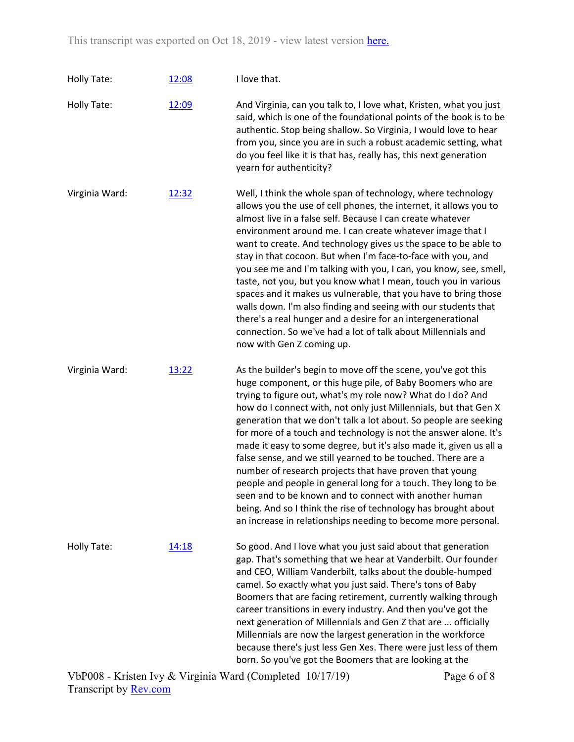| Speaker | Time | Text |
|---|---|---|
| Holly Tate: | [12:08](#) | I love that. |
| Holly Tate: | [12:09](#) | And Virginia, can you talk to, I love what, Kristen, what you just said, which is one of the foundational points of the book is to be authentic. Stop being shallow. So Virginia, I would love to hear from you, since you are in such a robust academic setting, what do you feel like it is that has, really has, this next generation yearn for authenticity? |
| Virginia Ward: | [12:32](#) | Well, I think the whole span of technology, where technology allows you the use of cell phones, the internet, it allows you to almost live in a false self. Because I can create whatever environment around me. I can create whatever image that I want to create. And technology gives us the space to be able to stay in that cocoon. But when I'm face-to-face with you, and you see me and I'm talking with you, I can, you know, see, smell, taste, not you, but you know what I mean, touch you in various spaces and it makes us vulnerable, that you have to bring those walls down. I'm also finding and seeing with our students that there's a real hunger and a desire for an intergenerational connection. So we've had a lot of talk about Millennials and now with Gen Z coming up. |
| Virginia Ward: | [13:22](#) | As the builder's begin to move off the scene, you've got this huge component, or this huge pile, of Baby Boomers who are trying to figure out, what's my role now? What do I do? And how do I connect with, not only just Millennials, but that Gen X generation that we don't talk a lot about. So people are seeking for more of a touch and technology is not the answer alone. It's made it easy to some degree, but it's also made it, given us all a false sense, and we still yearned to be touched. There are a number of research projects that have proven that young people and people in general long for a touch. They long to be seen and to be known and to connect with another human being. And so I think the rise of technology has brought about an increase in relationships needing to become more personal. |
| Holly Tate: | [14:18](#) | So good. And I love what you just said about that generation gap. That's something that we hear at Vanderbilt. Our founder and CEO, William Vanderbilt, talks about the double-humped camel. So exactly what you just said. There's tons of Baby Boomers that are facing retirement, currently walking through career transitions in every industry. And then you've got the next generation of Millennials and Gen Z that are ... officially Millennials are now the largest generation in the workforce because there's just less Gen Xes. There were just less of them born. So you've got the Boomers that are looking at the |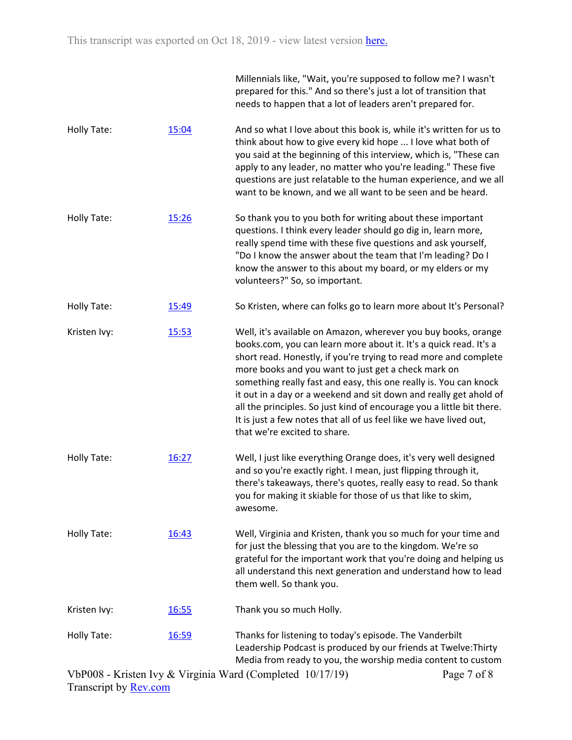| | | |
|---|---|---|
| | | Millennials like, "Wait, you're supposed to follow me? I wasn't prepared for this." And so there's just a lot of transition that needs to happen that a lot of leaders aren't prepared for. |
| Holly Tate: | [15:04](#) | And so what I love about this book is, while it's written for us to think about how to give every kid hope ... I love what both of you said at the beginning of this interview, which is, "These can apply to any leader, no matter who you're leading." These five questions are just relatable to the human experience, and we all want to be known, and we all want to be seen and be heard. |
| Holly Tate: | [15:26](#) | So thank you to you both for writing about these important questions. I think every leader should go dig in, learn more, really spend time with these five questions and ask yourself, "Do I know the answer about the team that I'm leading? Do I know the answer to this about my board, or my elders or my volunteers?" So, so important. |
| Holly Tate: | [15:49](#) | So Kristen, where can folks go to learn more about It's Personal? |
| Kristen Ivy: | [15:53](#) | Well, it's available on Amazon, wherever you buy books, orange books.com, you can learn more about it. It's a quick read. It's a short read. Honestly, if you're trying to read more and complete more books and you want to just get a check mark on something really fast and easy, this one really is. You can knock it out in a day or a weekend and sit down and really get ahold of all the principles. So just kind of encourage you a little bit there. It is just a few notes that all of us feel like we have lived out, that we're excited to share. |
| Holly Tate: | [16:27](#) | Well, I just like everything Orange does, it's very well designed and so you're exactly right. I mean, just flipping through it, there's takeaways, there's quotes, really easy to read. So thank you for making it skiable for those of us that like to skim, awesome. |
| Holly Tate: | [16:43](#) | Well, Virginia and Kristen, thank you so much for your time and for just the blessing that you are to the kingdom. We're so grateful for the important work that you're doing and helping us all understand this next generation and understand how to lead them well. So thank you. |
| Kristen Ivy: | [16:55](#) | Thank you so much Holly. |
| Holly Tate: | [16:59](#) | Thanks for listening to today's episode. The Vanderbilt Leadership Podcast is produced by our friends at Twelve:Thirty Media from ready to you, the worship media content to custom |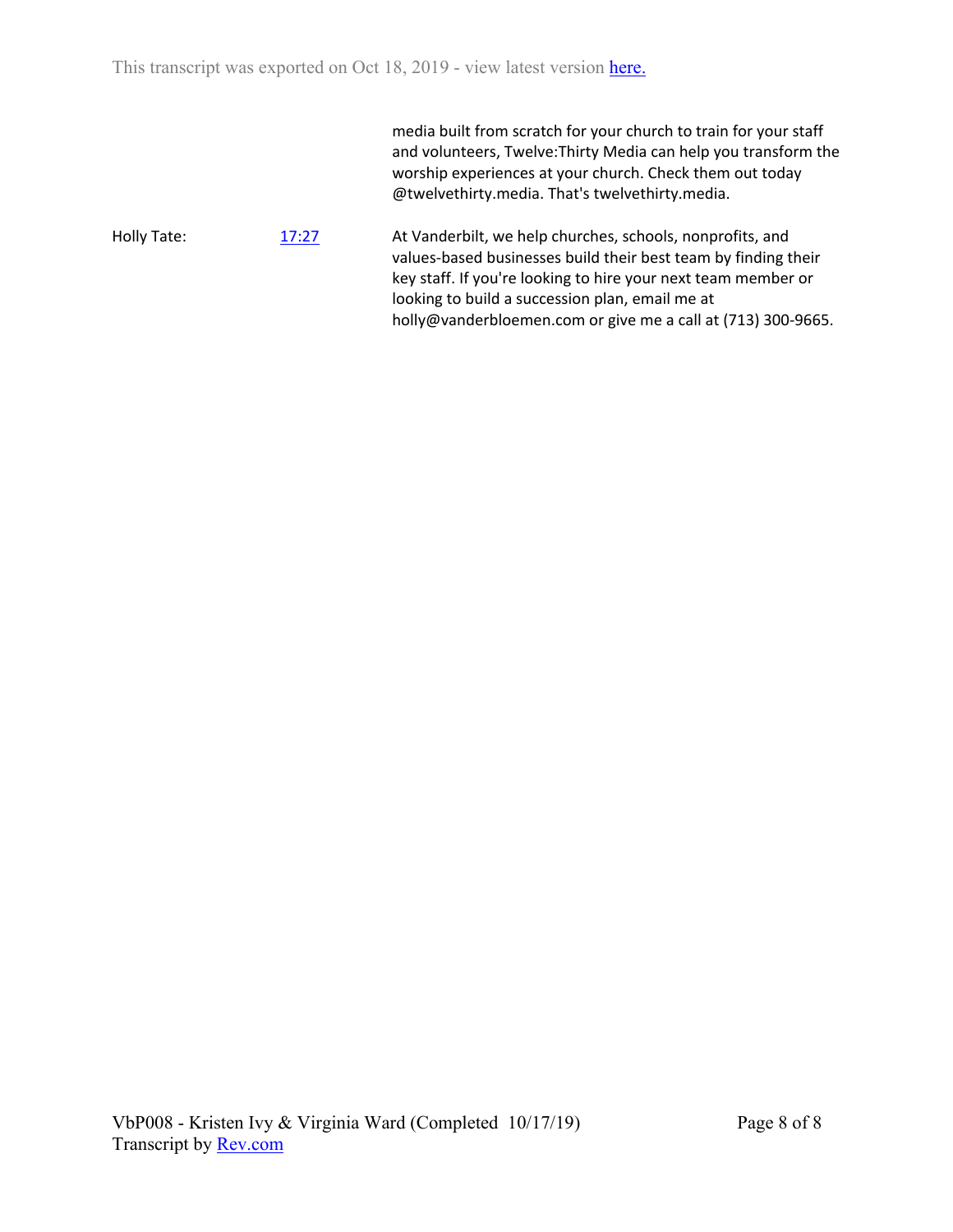media built from scratch for your church to train for your staff and volunteers, Twelve:Thirty Media can help you transform the worship experiences at your church. Check them out today @twelvethirty.media. That's twelvethirty.media.

Holly Tate: 17:27 At Vanderbilt, we help churches, schools, nonprofits, and values-based businesses build their best team by finding their key staff. If you're looking to hire your next team member or looking to build a succession plan, email me at holly@vanderbloemen.com or give me a call at (713) 300-9665.